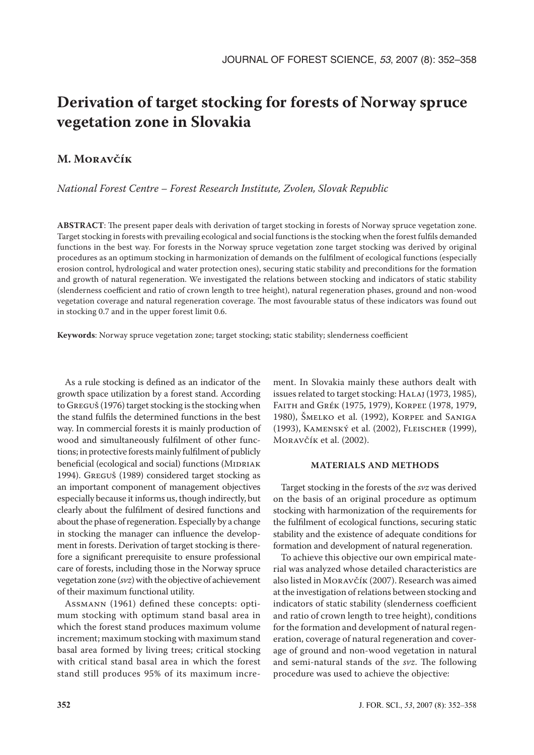# Derivation of target stocking for forests of Norway spruce vegetation zone in Slovakia

## M. Moravčík

*National Forest Centre – Forest Research Institute, Zvolen, Slovak Republic*

**ABSTRACT**: The present paper deals with derivation of target stocking in forests of Norway spruce vegetation zone. Target stocking in forests with prevailing ecological and social functions is the stocking when the forest fulfils demanded functions in the best way. For forests in the Norway spruce vegetation zone target stocking was derived by original procedures as an optimum stocking in harmonization of demands on the fulfilment of ecological functions (especially erosion control, hydrological and water protection ones), securing static stability and preconditions for the formation and growth of natural regeneration. We investigated the relations between stocking and indicators of static stability (slenderness coefficient and ratio of crown length to tree height), natural regeneration phases, ground and non-wood vegetation coverage and natural regeneration coverage. The most favourable status of these indicators was found out in stocking 0.7 and in the upper forest limit 0.6.

**Keywords**: Norway spruce vegetation zone; target stocking; static stability; slenderness coefficient

As a rule stocking is defined as an indicator of the growth space utilization by a forest stand. According to Greguš (1976) target stocking is the stocking when the stand fulfils the determined functions in the best way. In commercial forests it is mainly production of wood and simultaneously fulfilment of other functions; in protective forests mainly fulfilment of publicly beneficial (ecological and social) functions (Midriak 1994). Greguš (1989) considered target stocking as an important component of management objectives especially because it informs us, though indirectly, but clearly about the fulfilment of desired functions and about the phase of regeneration. Especially by a change in stocking the manager can influence the development in forests. Derivation of target stocking is therefore a significant prerequisite to ensure professional care of forests, including those in the Norway spruce vegetation zone (*svz*) with the objective of achievement of their maximum functional utility.

Assmann (1961) defined these concepts: optimum stocking with optimum stand basal area in which the forest stand produces maximum volume increment; maximum stocking with maximum stand basal area formed by living trees; critical stocking with critical stand basal area in which the forest stand still produces 95% of its maximum increment. In Slovakia mainly these authors dealt with issues related to target stocking: Halaj (1973, 1985), Faith and Grék (1975, 1979), Korpeľ (1978, 1979, 1980), Šmelko et al. (1992), Korpeľ and Saniga (1993), Kamenský et al. (2002), Fleischer (1999), Moravčík et al. (2002).

## MATERIALS AND METHODS

Target stocking in the forests of the *svz* was derived on the basis of an original procedure as optimum stocking with harmonization of the requirements for the fulfilment of ecological functions, securing static stability and the existence of adequate conditions for formation and development of natural regeneration.

To achieve this objective our own empirical material was analyzed whose detailed characteristics are also listed in Moravčík (2007). Research was aimed at the investigation of relations between stocking and indicators of static stability (slenderness coefficient and ratio of crown length to tree height), conditions for the formation and development of natural regeneration, coverage of natural regeneration and coverage of ground and non-wood vegetation in natural and semi-natural stands of the *svz*. The following procedure was used to achieve the objective: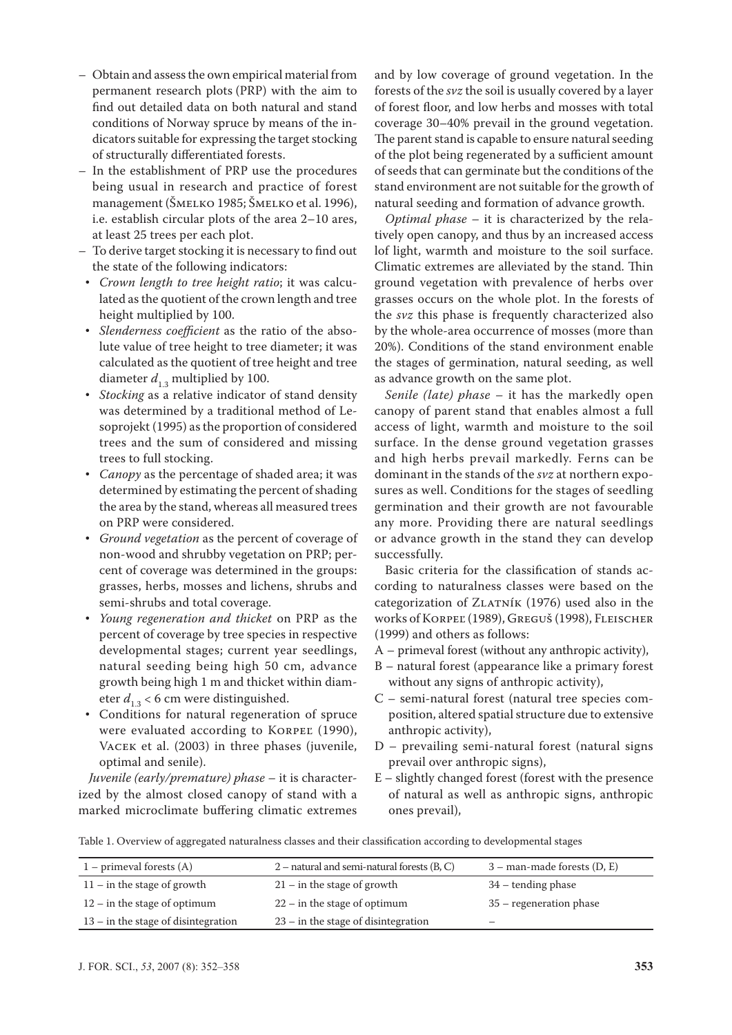- Obtain and assess the own empirical material from permanent research plots (PRP) with the aim to find out detailed data on both natural and stand conditions of Norway spruce by means of the indicators suitable for expressing the target stocking of structurally differentiated forests.
- In the establishment of PRP use the procedures being usual in research and practice of forest management (Šmelko 1985; Šmelko et al. 1996), i.e. establish circular plots of the area 2–10 ares, at least 25 trees per each plot.
- To derive target stocking it is necessary to find out the state of the following indicators:
  - *Crown length to tree height ratio*; it was calculated as the quotient of the crown length and tree height multiplied by 100.
  - *Slenderness coefficient* as the ratio of the absolute value of tree height to tree diameter; it was calculated as the quotient of tree height and tree diameter $d_{1.3}$ multiplied by 100.
  - *Stocking* as a relative indicator of stand density was determined by a traditional method of Lesoprojekt (1995) as the proportion of considered trees and the sum of considered and missing trees to full stocking.
  - *Canopy* as the percentage of shaded area; it was determined by estimating the percent of shading the area by the stand, whereas all measured trees on PRP were considered.
  - *Ground vegetation* as the percent of coverage of non-wood and shrubby vegetation on PRP; percent of coverage was determined in the groups: grasses, herbs, mosses and lichens, shrubs and semi-shrubs and total coverage.
  - *Young regeneration and thicket* on PRP as the percent of coverage by tree species in respective developmental stages; current year seedlings, natural seeding being high 50 cm, advance growth being high 1 m and thicket within diameter $d_{1.3} < 6$ cm were distinguished.
  - Conditions for natural regeneration of spruce were evaluated according to Korpeľ (1990), Vacek et al. (2003) in three phases (juvenile, optimal and senile).

*Juvenile (early/premature) phase* – it is characterized by the almost closed canopy of stand with a marked microclimate buffering climatic extremes and by low coverage of ground vegetation. In the forests of the *svz* the soil is usually covered by a layer of forest floor, and low herbs and mosses with total coverage 30–40% prevail in the ground vegetation. The parent stand is capable to ensure natural seeding of the plot being regenerated by a sufficient amount of seeds that can germinate but the conditions of the stand environment are not suitable for the growth of natural seeding and formation of advance growth.

*Optimal phase* – it is characterized by the relatively open canopy, and thus by an increased access lof light, warmth and moisture to the soil surface. Climatic extremes are alleviated by the stand. Thin ground vegetation with prevalence of herbs over grasses occurs on the whole plot. In the forests of the *svz* this phase is frequently characterized also by the whole-area occurrence of mosses (more than 20%). Conditions of the stand environment enable the stages of germination, natural seeding, as well as advance growth on the same plot.

*Senile (late) phase* – it has the markedly open canopy of parent stand that enables almost a full access of light, warmth and moisture to the soil surface. In the dense ground vegetation grasses and high herbs prevail markedly. Ferns can be dominant in the stands of the *svz* at northern exposures as well. Conditions for the stages of seedling germination and their growth are not favourable any more. Providing there are natural seedlings or advance growth in the stand they can develop successfully.

Basic criteria for the classification of stands according to naturalness classes were based on the categorization of Zlatník (1976) used also in the works of Korpeľ (1989), Greguš (1998), Fleischer (1999) and others as follows:

A – primeval forest (without any anthropic activity),
B – natural forest (appearance like a primary forest without any signs of anthropic activity),
C – semi-natural forest (natural tree species composition, altered spatial structure due to extensive anthropic activity),
D – prevailing semi-natural forest (natural signs prevail over anthropic signs),
E – slightly changed forest (forest with the presence of natural as well as anthropic signs, anthropic ones prevail),

Table 1. Overview of aggregated naturalness classes and their classification according to developmental stages

| 1 – primeval forests (A) | 2 – natural and semi-natural forests (B, C) | 3 – man-made forests (D, E) |
|---|---|---|
| 11 – in the stage of growth | 21 – in the stage of growth | 34 – tending phase |
| 12 – in the stage of optimum | 22 – in the stage of optimum | 35 – regeneration phase |
| 13 – in the stage of disintegration | 23 – in the stage of disintegration | – |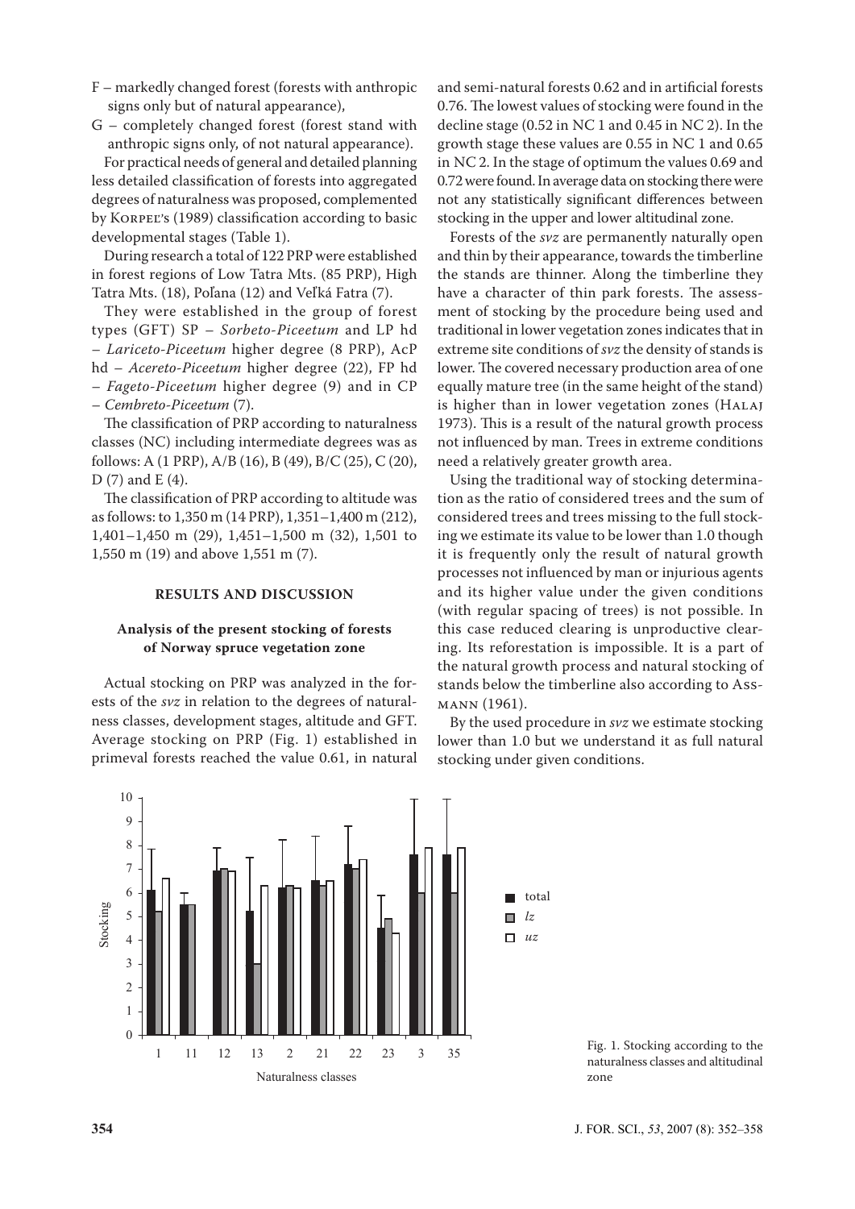F – markedly changed forest (forests with anthropic signs only but of natural appearance),

G – completely changed forest (forest stand with anthropic signs only, of not natural appearance).

For practical needs of general and detailed planning less detailed classification of forests into aggregated degrees of naturalness was proposed, complemented by Korpeľ's (1989) classification according to basic developmental stages (Table 1).

During research a total of 122 PRP were established in forest regions of Low Tatra Mts. (85 PRP), High Tatra Mts. (18), Poľana (12) and Veľká Fatra (7).

They were established in the group of forest types (GFT) SP – *Sorbeto-Piceetum* and LP hd – *Lariceto-Piceetum* higher degree (8 PRP), AcP hd – *Acereto-Piceetum* higher degree (22), FP hd – *Fageto-Piceetum* higher degree (9) and in CP – *Cembreto-Piceetum* (7).

The classification of PRP according to naturalness classes (NC) including intermediate degrees was as follows: A (1 PRP), A/B (16), B (49), B/C (25), C (20), D (7) and E (4).

The classification of PRP according to altitude was as follows: to 1,350 m (14 PRP), 1,351–1,400 m (212), 1,401–1,450 m (29), 1,451–1,500 m (32), 1,501 to 1,550 m (19) and above 1,551 m (7).

## RESULTS AND DISCUSSION

### Analysis of the present stocking of forests of Norway spruce vegetation zone

Actual stocking on PRP was analyzed in the forests of the *svz* in relation to the degrees of naturalness classes, development stages, altitude and GFT. Average stocking on PRP (Fig. 1) established in primeval forests reached the value 0.61, in natural and semi-natural forests 0.62 and in artificial forests 0.76. The lowest values of stocking were found in the decline stage (0.52 in NC 1 and 0.45 in NC 2). In the growth stage these values are 0.55 in NC 1 and 0.65 in NC 2. In the stage of optimum the values 0.69 and 0.72 were found. In average data on stocking there were not any statistically significant differences between stocking in the upper and lower altitudinal zone.

Forests of the *svz* are permanently naturally open and thin by their appearance, towards the timberline the stands are thinner. Along the timberline they have a character of thin park forests. The assessment of stocking by the procedure being used and traditional in lower vegetation zones indicates that in extreme site conditions of *svz* the density of stands is lower. The covered necessary production area of one equally mature tree (in the same height of the stand) is higher than in lower vegetation zones (Halaj 1973). This is a result of the natural growth process not influenced by man. Trees in extreme conditions need a relatively greater growth area.

Using the traditional way of stocking determination as the ratio of considered trees and the sum of considered trees and trees missing to the full stocking we estimate its value to be lower than 1.0 though it is frequently only the result of natural growth processes not influenced by man or injurious agents and its higher value under the given conditions (with regular spacing of trees) is not possible. In this case reduced clearing is unproductive clearing. Its reforestation is impossible. It is a part of the natural growth process and natural stocking of stands below the timberline also according to Assmann (1961).

By the used procedure in *svz* we estimate stocking lower than 1.0 but we understand it as full natural stocking under given conditions.

Fig. 1. Stocking according to the naturalness classes and altitudinal zone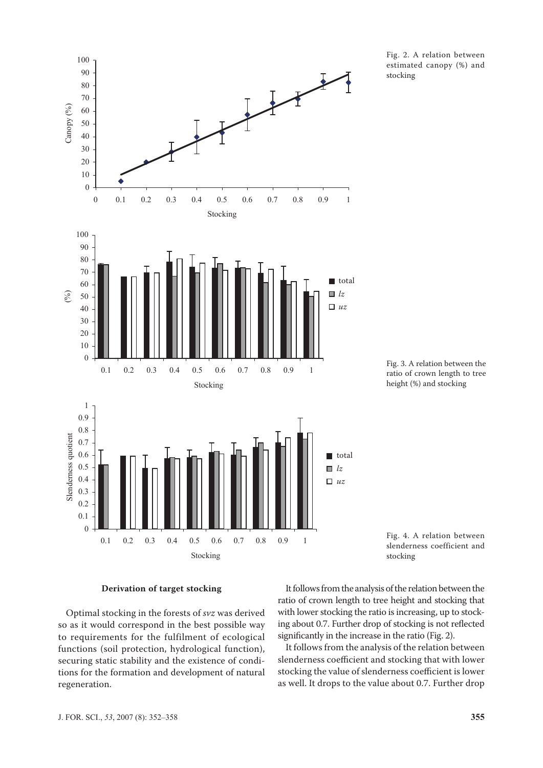Fig. 2. A relation between estimated canopy (%) and stocking

Fig. 3. A relation between the ratio of crown length to tree height (%) and stocking

Fig. 4. A relation between slenderness coefficient and stocking

### Derivation of target stocking

Optimal stocking in the forests of *svz* was derived so as it would correspond in the best possible way to requirements for the fulfilment of ecological functions (soil protection, hydrological function), securing static stability and the existence of conditions for the formation and development of natural regeneration.

It follows from the analysis of the relation between the ratio of crown length to tree height and stocking that with lower stocking the ratio is increasing, up to stocking about 0.7. Further drop of stocking is not reflected significantly in the increase in the ratio (Fig. 2).

It follows from the analysis of the relation between slenderness coefficient and stocking that with lower stocking the value of slenderness coefficient is lower as well. It drops to the value about 0.7. Further drop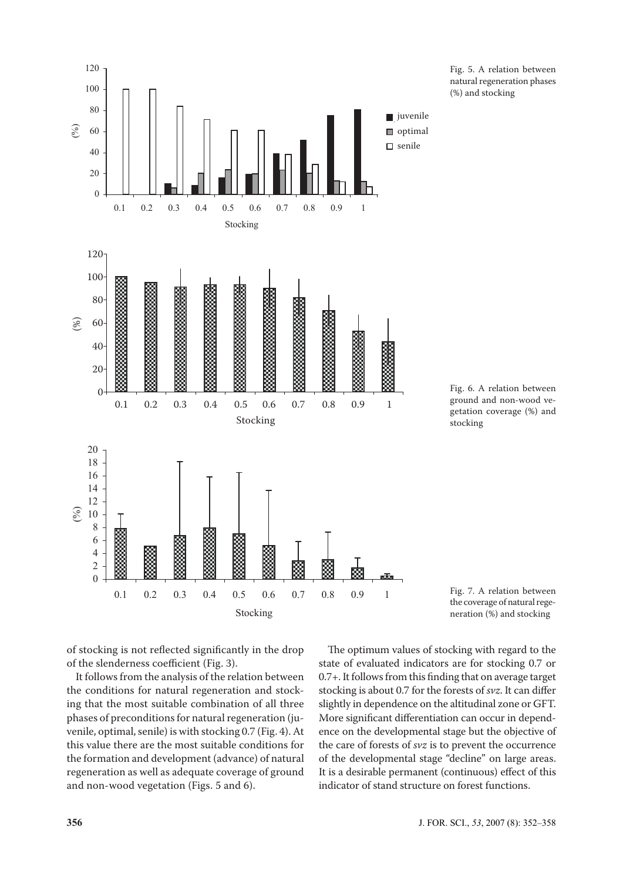Fig. 5. A relation between natural regeneration phases (%) and stocking

Fig. 6. A relation between ground and non-wood vegetation coverage (%) and stocking

Fig. 7. A relation between the coverage of natural regeneration (%) and stocking

of stocking is not reflected significantly in the drop of the slenderness coefficient (Fig. 3).

It follows from the analysis of the relation between the conditions for natural regeneration and stocking that the most suitable combination of all three phases of preconditions for natural regeneration (juvenile, optimal, senile) is with stocking 0.7 (Fig. 4). At this value there are the most suitable conditions for the formation and development (advance) of natural regeneration as well as adequate coverage of ground and non-wood vegetation (Figs. 5 and 6).

The optimum values of stocking with regard to the state of evaluated indicators are for stocking 0.7 or 0.7+. It follows from this finding that on average target stocking is about 0.7 for the forests of *svz*. It can differ slightly in dependence on the altitudinal zone or GFT. More significant differentiation can occur in dependence on the developmental stage but the objective of the care of forests of *svz* is to prevent the occurrence of the developmental stage "decline" on large areas. It is a desirable permanent (continuous) effect of this indicator of stand structure on forest functions.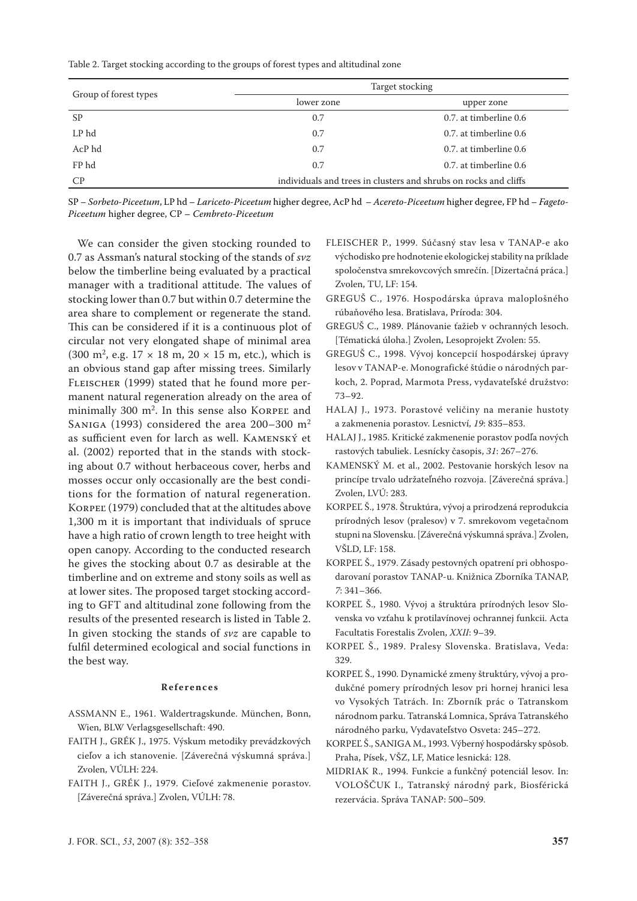Table 2. Target stocking according to the groups of forest types and altitudinal zone

| Group of forest types | Target stocking | |
|---|---|---|
| | lower zone | upper zone |
| SP | 0.7 | 0.7. at timberline 0.6 |
| LP hd | 0.7 | 0.7. at timberline 0.6 |
| AcP hd | 0.7 | 0.7. at timberline 0.6 |
| FP hd | 0.7 | 0.7. at timberline 0.6 |
| CP | individuals and trees in clusters and shrubs on rocks and cliffs | |

SP – *Sorbeto-Piceetum*, LP hd – *Lariceto-Piceetum* higher degree, AcP hd – *Acereto-Piceetum* higher degree, FP hd – *Fageto-Piceetum* higher degree, CP – *Cembreto-Piceetum*

We can consider the given stocking rounded to 0.7 as Assman's natural stocking of the stands of *svz* below the timberline being evaluated by a practical manager with a traditional attitude. The values of stocking lower than 0.7 but within 0.7 determine the area share to complement or regenerate the stand. This can be considered if it is a continuous plot of circular not very elongated shape of minimal area (300 $m^2$, e.g. 17 × 18 m, 20 × 15 m, etc.), which is an obvious stand gap after missing trees. Similarly Fleischer (1999) stated that he found more permanent natural regeneration already on the area of minimally 300 $m^2$. In this sense also Korpeľ and Saniga (1993) considered the area 200–300 $m^2$ as sufficient even for larch as well. Kamenský et al. (2002) reported that in the stands with stocking about 0.7 without herbaceous cover, herbs and mosses occur only occasionally are the best conditions for the formation of natural regeneration. Korpeľ (1979) concluded that at the altitudes above 1,300 m it is important that individuals of spruce have a high ratio of crown length to tree height with open canopy. According to the conducted research he gives the stocking about 0.7 as desirable at the timberline and on extreme and stony soils as well as at lower sites. The proposed target stocking according to GFT and altitudinal zone following from the results of the presented research is listed in Table 2. In given stocking the stands of *svz* are capable to fulfil determined ecological and social functions in the best way.

## References

ASSMANN E., 1961. Waldertragskunde. München, Bonn, Wien, BLW Verlagsgesellschaft: 490.

FAITH J., GRÉK J., 1975. Výskum metodiky prevádzkových cieľov a ich stanovenie. [Záverečná výskumná správa.] Zvolen, VÚLH: 224.

FAITH J., GRÉK J., 1979. Cieľové zakmenenie porastov. [Záverečná správa.] Zvolen, VÚLH: 78.

FLEISCHER P., 1999. Súčasný stav lesa v TANAP-e ako východisko pre hodnotenie ekologickej stability na príklade spoločenstva smrekovcových smrečín. [Dizertačná práca.] Zvolen, TU, LF: 154.

GREGUŠ C., 1976. Hospodárska úprava maloplošného rúbaňového lesa. Bratislava, Príroda: 304.

GREGUŠ C., 1989. Plánovanie ťažieb v ochranných lesoch. [Tématická úloha.] Zvolen, Lesoprojekt Zvolen: 55.

GREGUŠ C., 1998. Vývoj koncepcií hospodárskej úpravy lesov v TANAP-e. Monografické štúdie o národných parkoch, 2. Poprad, Marmota Press, vydavateľské družstvo: 73–92.

HALAJ J., 1973. Porastové veličiny na meranie hustoty a zakmenenia porastov. Lesnictví, *19*: 835–853.

HALAJ J., 1985. Kritické zakmenenie porastov podľa nových rastových tabuliek. Lesnícky časopis, *31*: 267–276.

KAMENSKÝ M. et al., 2002. Pestovanie horských lesov na princípe trvalo udržateľného rozvoja. [Záverečná správa.] Zvolen, LVÚ: 283.

KORPEĽ Š., 1978. Štruktúra, vývoj a prirodzená reprodukcia prírodných lesov (pralesov) v 7. smrekovom vegetačnom stupni na Slovensku. [Záverečná výskumná správa.] Zvolen, VŠLD, LF: 158.

KORPEĽ Š., 1979. Zásady pestovných opatrení pri obhospodarovaní porastov TANAP-u. Knižnica Zborníka TANAP, *7*: 341–366.

KORPEĽ Š., 1980. Vývoj a štruktúra prírodných lesov Slovenska vo vzťahu k protilavínovej ochrannej funkcii. Acta Facultatis Forestalis Zvolen, *XXII*: 9–39.

KORPEĽ Š., 1989. Pralesy Slovenska. Bratislava, Veda: 329.

KORPEĽ Š., 1990. Dynamické zmeny štruktúry, vývoj a produkčné pomery prírodných lesov pri hornej hranici lesa vo Vysokých Tatrách. In: Zborník prác o Tatranskom národnom parku. Tatranská Lomnica, Správa Tatranského národného parku, Vydavateľstvo Osveta: 245–272.

KORPEĽ Š., SANIGA M., 1993. Výberný hospodársky spôsob. Praha, Písek, VŠZ, LF, Matice lesnická: 128.

MIDRIAK R., 1994. Funkcie a funkčný potenciál lesov. In: VOLOŠČUK I., Tatranský národný park, Biosférická rezervácia. Správa TANAP: 500–509.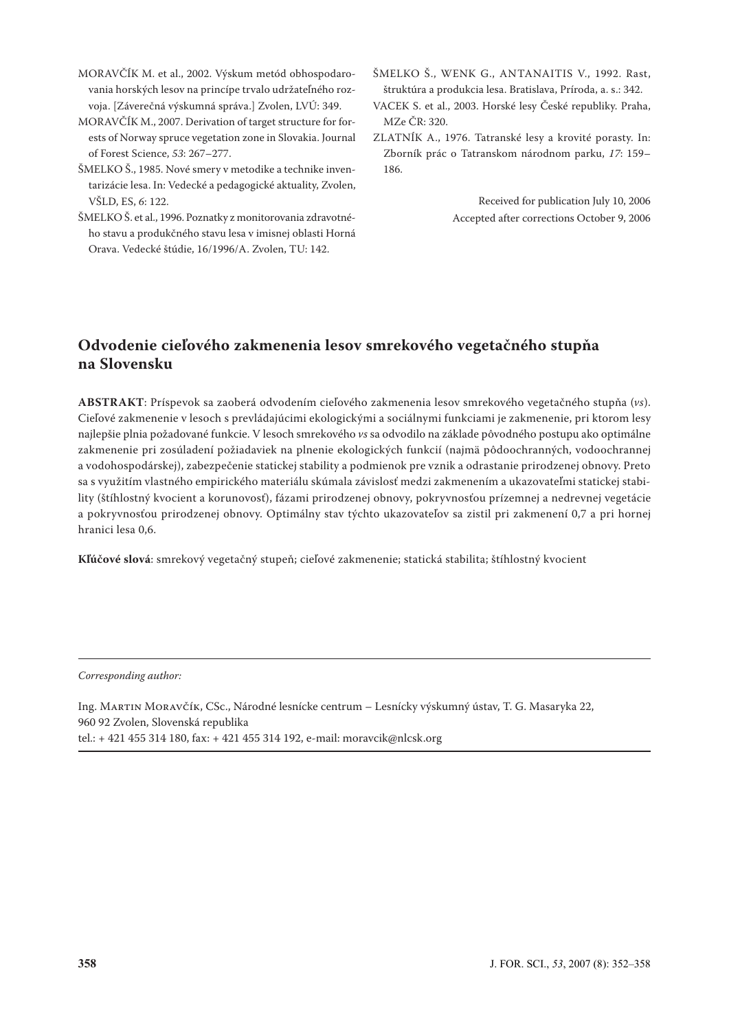MORAVČÍK M. et al., 2002. Výskum metód obhospodarovania horských lesov na princípe trvalo udržateľného rozvoja. [Záverečná výskumná správa.] Zvolen, LVÚ: 349.

MORAVČÍK M., 2007. Derivation of target structure for forests of Norway spruce vegetation zone in Slovakia. Journal of Forest Science, *53*: 267–277.

ŠMELKO Š., 1985. Nové smery v metodike a technike inventarizácie lesa. In: Vedecké a pedagogické aktuality, Zvolen, VŠLD, ES, *6*: 122.

ŠMELKO Š. et al., 1996. Poznatky z monitorovania zdravotného stavu a produkčného stavu lesa v imisnej oblasti Horná Orava. Vedecké štúdie, 16/1996/A. Zvolen, TU: 142.

ŠMELKO Š., WENK G., ANTANAITIS V., 1992. Rast, štruktúra a produkcia lesa. Bratislava, Príroda, a. s.: 342.

VACEK S. et al., 2003. Horské lesy České republiky. Praha, MZe ČR: 320.

ZLATNÍK A., 1976. Tatranské lesy a krovité porasty. In: Zborník prác o Tatranskom národnom parku, *17*: 159–186.

Received for publication July 10, 2006
Accepted after corrections October 9, 2006

## Odvodenie cieľového zakmenenia lesov smrekového vegetačného stupňa na Slovensku

**ABSTRAKT**: Príspevok sa zaoberá odvodením cieľového zakmenenia lesov smrekového vegetačného stupňa (*vs*). Cieľové zakmenenie v lesoch s prevládajúcimi ekologickými a sociálnymi funkciami je zakmenenie, pri ktorom lesy najlepšie plnia požadované funkcie. V lesoch smrekového *vs* sa odvodilo na základe pôvodného postupu ako optimálne zakmenenie pri zosúladení požiadaviek na plnenie ekologických funkcií (najmä pôdoochranných, vodoochrannej a vodohospodárskej), zabezpečenie statickej stability a podmienok pre vznik a odrastanie prirodzenej obnovy. Preto sa s využitím vlastného empirického materiálu skúmala závislosť medzi zakmenením a ukazovateľmi statickej stability (štíhlostný kvocient a korunovosť), fázami prirodzenej obnovy, pokryvnosťou prízemnej a nedrevnej vegetácie a pokryvnosťou prirodzenej obnovy. Optimálny stav týchto ukazovateľov sa zistil pri zakmenení 0,7 a pri hornej hranici lesa 0,6.

**Kľúčové slová**: smrekový vegetačný stupeň; cieľové zakmenenie; statická stabilita; štíhlostný kvocient

---

*Corresponding author:*

Ing. Martin Moravčík, CSc., Národné lesnícke centrum – Lesnícky výskumný ústav, T. G. Masaryka 22, 960 92 Zvolen, Slovenská republika
tel.: + 421 455 314 180, fax: + 421 455 314 192, e-mail: moravcik@nlcsk.org